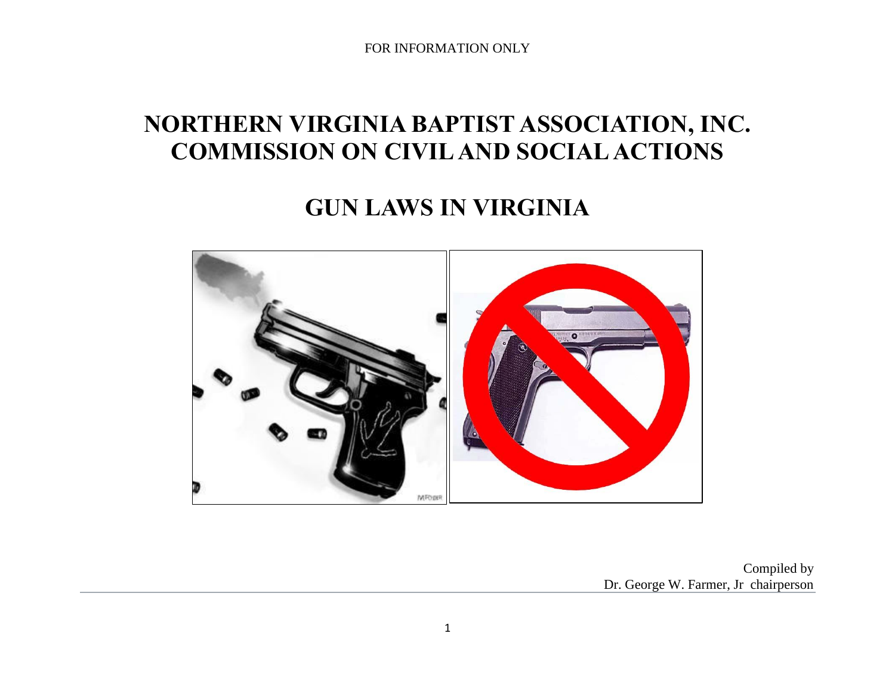FOR INFORMATION ONLY

# NORTHERN VIRGINIA BAPTIST ASSOCIATION, INC.
# COMMISSION ON CIVIL AND SOCIAL ACTIONS

## GUN LAWS IN VIRGINIA

Compiled by
Dr. George W. Farmer, Jr chairperson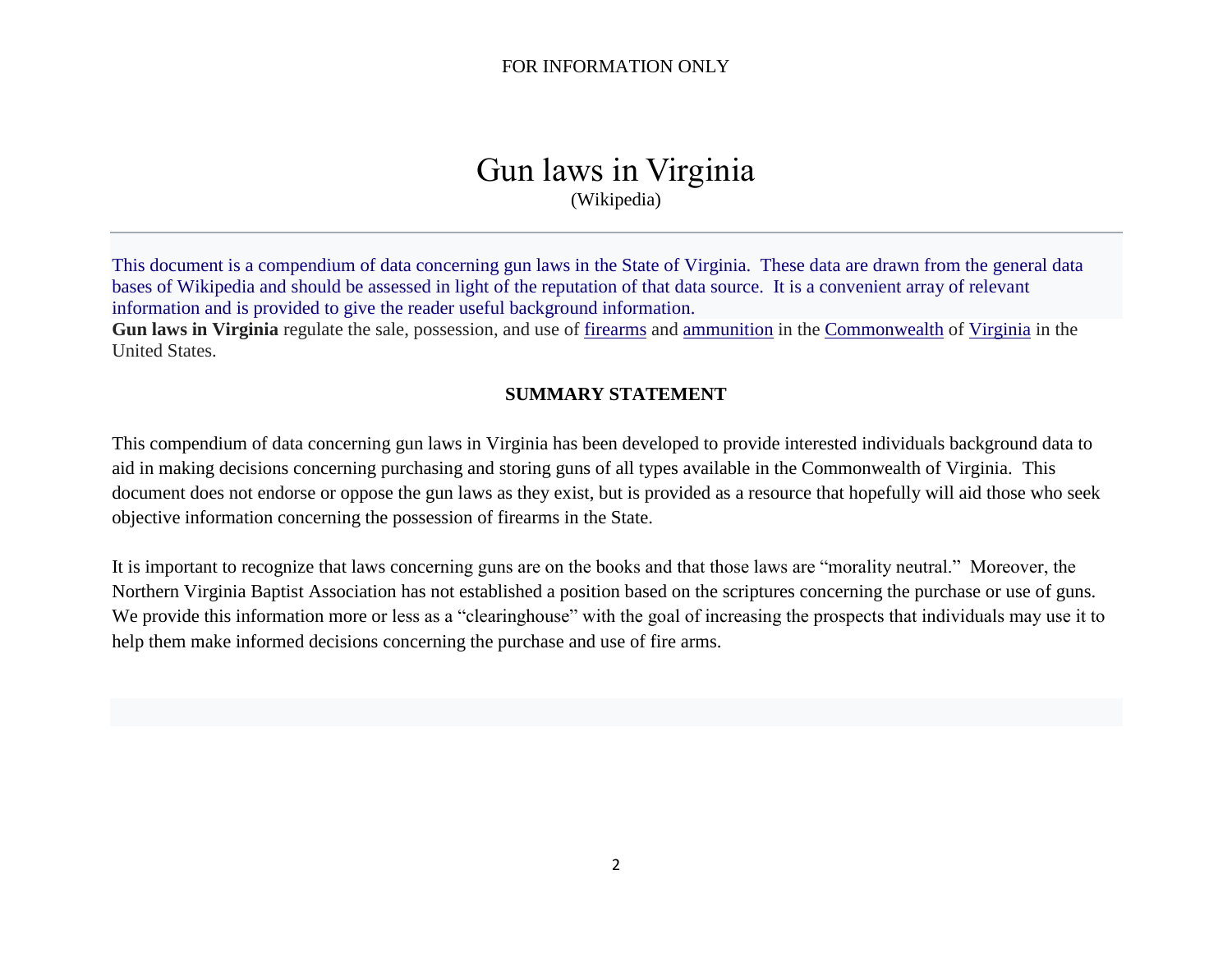FOR INFORMATION ONLY

# Gun laws in Virginia

(Wikipedia)

This document is a compendium of data concerning gun laws in the State of Virginia. These data are drawn from the general data bases of Wikipedia and should be assessed in light of the reputation of that data source. It is a convenient array of relevant information and is provided to give the reader useful background information.

**Gun laws in Virginia** regulate the sale, possession, and use of firearms and ammunition in the Commonwealth of Virginia in the United States.

## SUMMARY STATEMENT

This compendium of data concerning gun laws in Virginia has been developed to provide interested individuals background data to aid in making decisions concerning purchasing and storing guns of all types available in the Commonwealth of Virginia. This document does not endorse or oppose the gun laws as they exist, but is provided as a resource that hopefully will aid those who seek objective information concerning the possession of firearms in the State.

It is important to recognize that laws concerning guns are on the books and that those laws are "morality neutral." Moreover, the Northern Virginia Baptist Association has not established a position based on the scriptures concerning the purchase or use of guns. We provide this information more or less as a "clearinghouse" with the goal of increasing the prospects that individuals may use it to help them make informed decisions concerning the purchase and use of fire arms.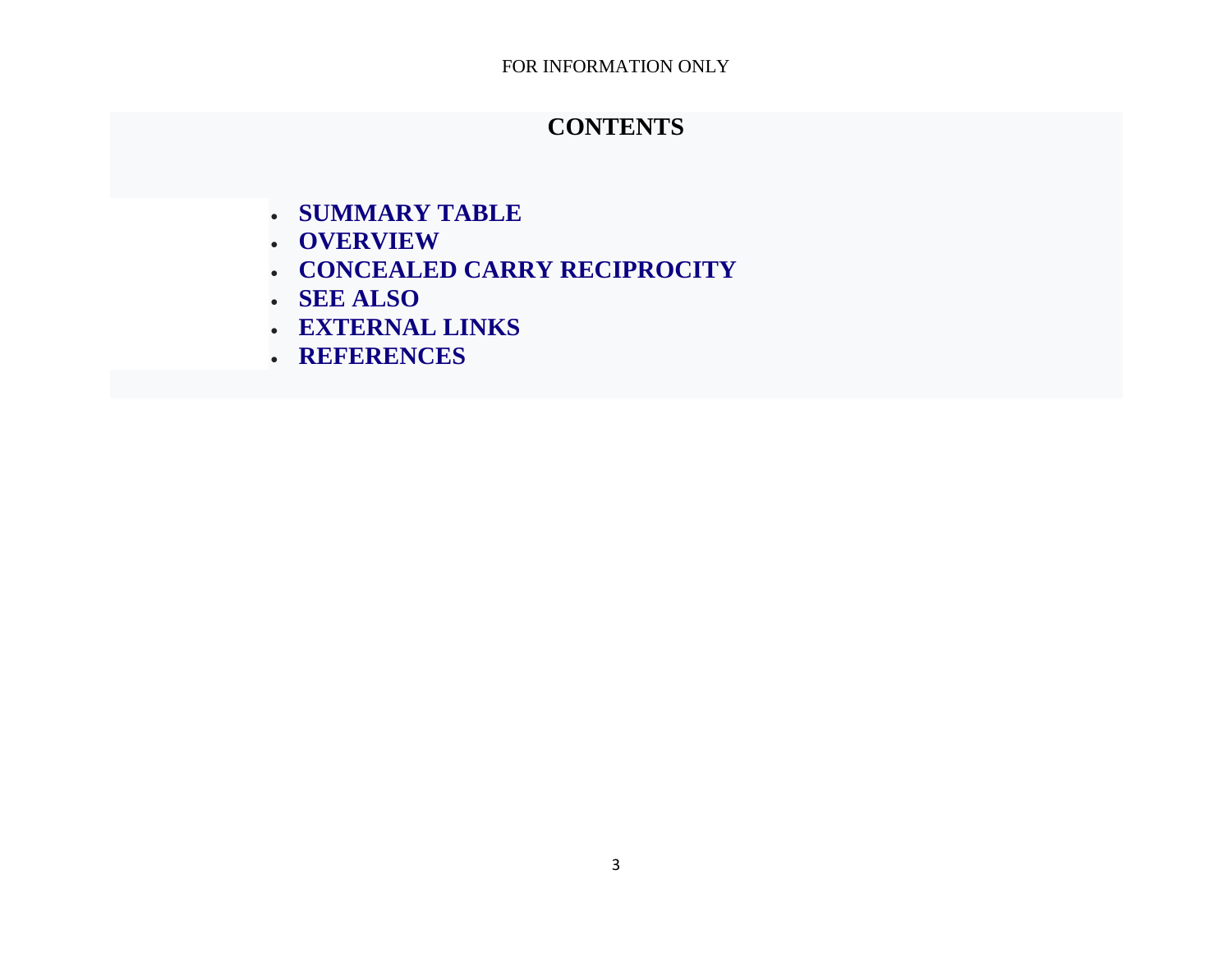FOR INFORMATION ONLY

## CONTENTS

- **SUMMARY TABLE**
- **OVERVIEW**
- **CONCEALED CARRY RECIPROCITY**
- **SEE ALSO**
- **EXTERNAL LINKS**
- **REFERENCES**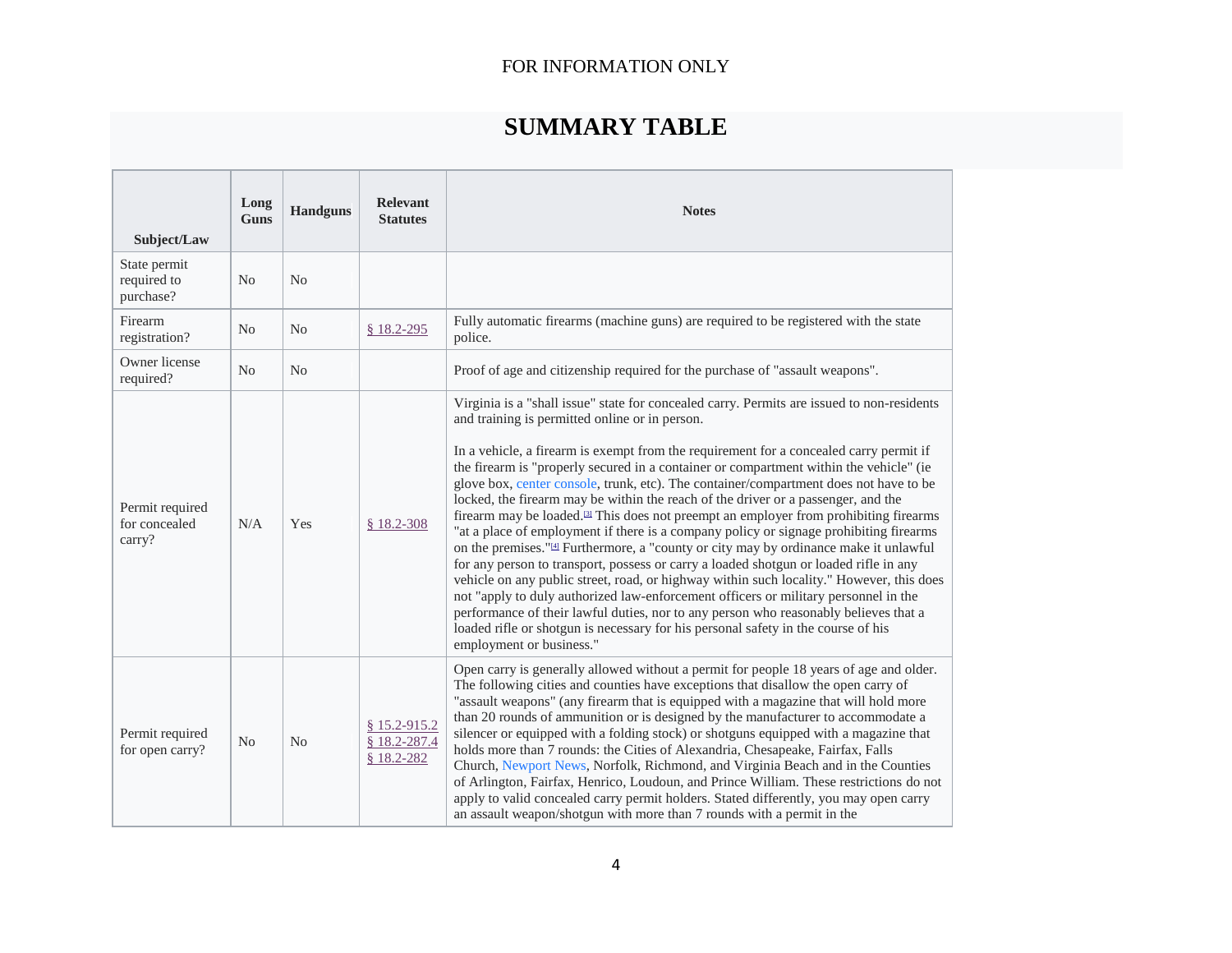FOR INFORMATION ONLY

# SUMMARY TABLE

| Subject/Law | Long Guns | Handguns | Relevant Statutes | Notes |
|---|---|---|---|---|
| State permit required to purchase? | No | No | | |
| Firearm registration? | No | No | § 18.2-295 | Fully automatic firearms (machine guns) are required to be registered with the state police. |
| Owner license required? | No | No | | Proof of age and citizenship required for the purchase of "assault weapons". |
| Permit required for concealed carry? | N/A | Yes | § 18.2-308 | Virginia is a "shall issue" state for concealed carry. Permits are issued to non-residents and training is permitted online or in person.<br><br>In a vehicle, a firearm is exempt from the requirement for a concealed carry permit if the firearm is "properly secured in a container or compartment within the vehicle" (ie glove box, center console, trunk, etc). The container/compartment does not have to be locked, the firearm may be within the reach of the driver or a passenger, and the firearm may be loaded.[3] This does not preempt an employer from prohibiting firearms "at a place of employment if there is a company policy or signage prohibiting firearms on the premises."[4] Furthermore, a "county or city may by ordinance make it unlawful for any person to transport, possess or carry a loaded shotgun or loaded rifle in any vehicle on any public street, road, or highway within such locality." However, this does not "apply to duly authorized law-enforcement officers or military personnel in the performance of their lawful duties, nor to any person who reasonably believes that a loaded rifle or shotgun is necessary for his personal safety in the course of his employment or business." |
| Permit required for open carry? | No | No | § 15.2-915.2<br>§ 18.2-287.4<br>§ 18.2-282 | Open carry is generally allowed without a permit for people 18 years of age and older. The following cities and counties have exceptions that disallow the open carry of "assault weapons" (any firearm that is equipped with a magazine that will hold more than 20 rounds of ammunition or is designed by the manufacturer to accommodate a silencer or equipped with a folding stock) or shotguns equipped with a magazine that holds more than 7 rounds: the Cities of Alexandria, Chesapeake, Fairfax, Falls Church, Newport News, Norfolk, Richmond, and Virginia Beach and in the Counties of Arlington, Fairfax, Henrico, Loudoun, and Prince William. These restrictions do not apply to valid concealed carry permit holders. Stated differently, you may open carry an assault weapon/shotgun with more than 7 rounds with a permit in the |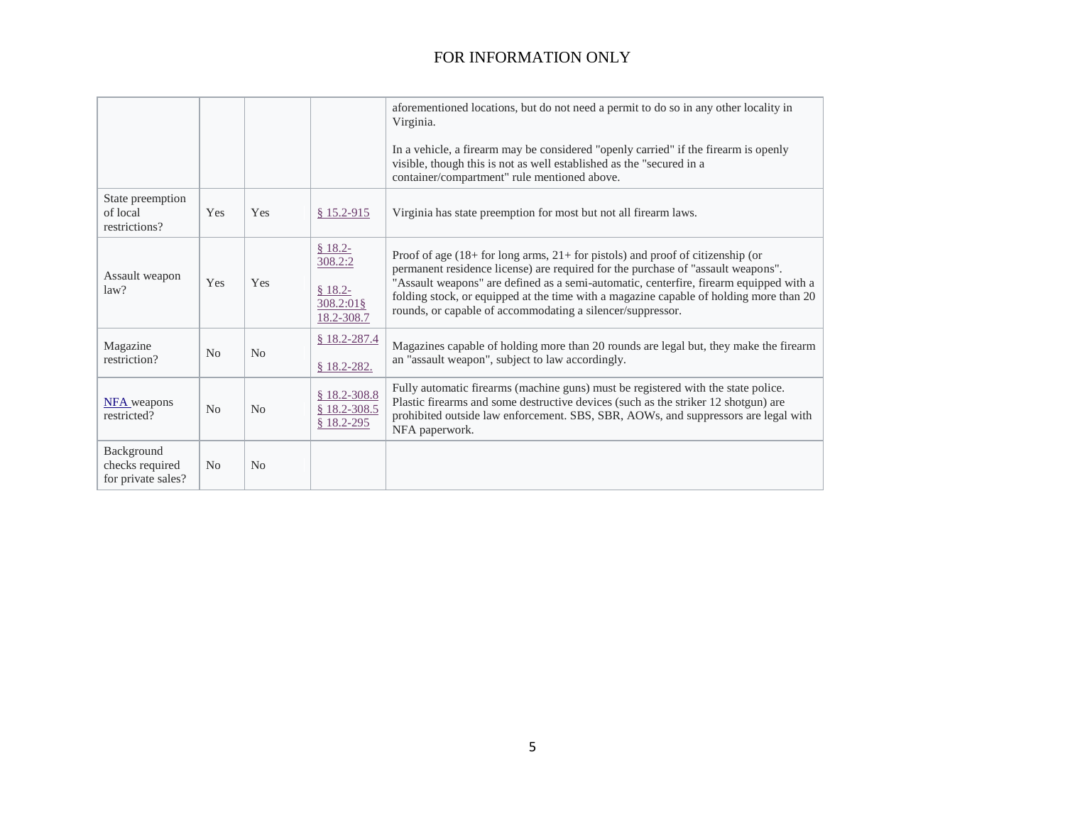FOR INFORMATION ONLY

| | | | | |
|---|---|---|---|---|
| | | | | aforementioned locations, but do not need a permit to do so in any other locality in Virginia.<br><br>In a vehicle, a firearm may be considered "openly carried" if the firearm is openly visible, though this is not as well established as the "secured in a container/compartment" rule mentioned above. |
| State preemption of local restrictions? | Yes | Yes | § 15.2-915 | Virginia has state preemption for most but not all firearm laws. |
| Assault weapon law? | Yes | Yes | § 18.2-308.2:2<br><br>§ 18.2-308.2:01§ 18.2-308.7 | Proof of age (18+ for long arms, 21+ for pistols) and proof of citizenship (or permanent residence license) are required for the purchase of "assault weapons". "Assault weapons" are defined as a semi-automatic, centerfire, firearm equipped with a folding stock, or equipped at the time with a magazine capable of holding more than 20 rounds, or capable of accommodating a silencer/suppressor. |
| Magazine restriction? | No | No | § 18.2-287.4<br><br>§ 18.2-282. | Magazines capable of holding more than 20 rounds are legal but, they make the firearm an "assault weapon", subject to law accordingly. |
| NFA weapons restricted? | No | No | § 18.2-308.8<br>§ 18.2-308.5<br>§ 18.2-295 | Fully automatic firearms (machine guns) must be registered with the state police. Plastic firearms and some destructive devices (such as the striker 12 shotgun) are prohibited outside law enforcement. SBS, SBR, AOWs, and suppressors are legal with NFA paperwork. |
| Background checks required for private sales? | No | No | | |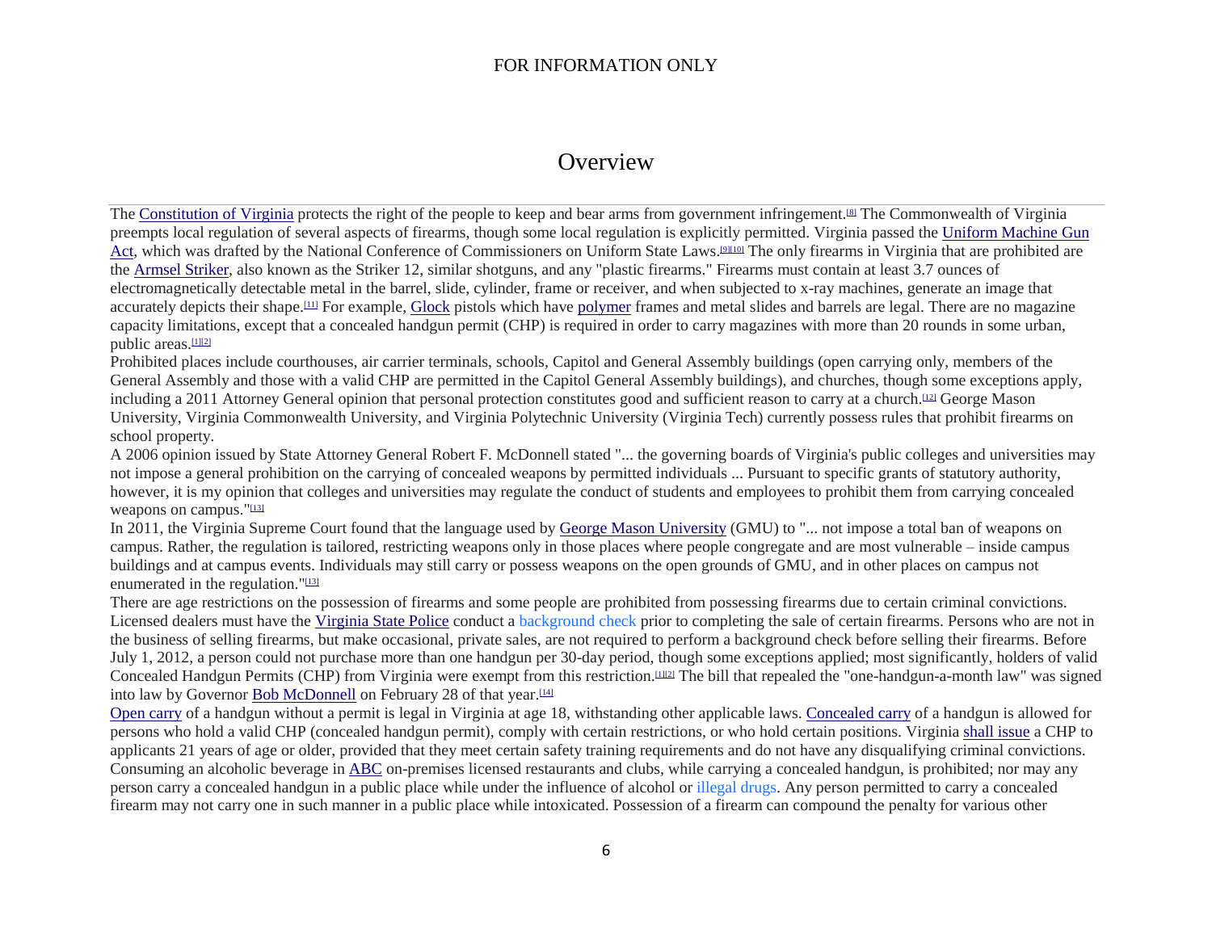FOR INFORMATION ONLY

# Overview

The Constitution of Virginia protects the right of the people to keep and bear arms from government infringement.[8] The Commonwealth of Virginia preempts local regulation of several aspects of firearms, though some local regulation is explicitly permitted. Virginia passed the Uniform Machine Gun Act, which was drafted by the National Conference of Commissioners on Uniform State Laws.[9][10] The only firearms in Virginia that are prohibited are the Armsel Striker, also known as the Striker 12, similar shotguns, and any "plastic firearms." Firearms must contain at least 3.7 ounces of electromagnetically detectable metal in the barrel, slide, cylinder, frame or receiver, and when subjected to x-ray machines, generate an image that accurately depicts their shape.[11] For example, Glock pistols which have polymer frames and metal slides and barrels are legal. There are no magazine capacity limitations, except that a concealed handgun permit (CHP) is required in order to carry magazines with more than 20 rounds in some urban, public areas.[1][2]

Prohibited places include courthouses, air carrier terminals, schools, Capitol and General Assembly buildings (open carrying only, members of the General Assembly and those with a valid CHP are permitted in the Capitol General Assembly buildings), and churches, though some exceptions apply, including a 2011 Attorney General opinion that personal protection constitutes good and sufficient reason to carry at a church.[12] George Mason University, Virginia Commonwealth University, and Virginia Polytechnic University (Virginia Tech) currently possess rules that prohibit firearms on school property.

A 2006 opinion issued by State Attorney General Robert F. McDonnell stated "... the governing boards of Virginia's public colleges and universities may not impose a general prohibition on the carrying of concealed weapons by permitted individuals ... Pursuant to specific grants of statutory authority, however, it is my opinion that colleges and universities may regulate the conduct of students and employees to prohibit them from carrying concealed weapons on campus."[13]

In 2011, the Virginia Supreme Court found that the language used by George Mason University (GMU) to "... not impose a total ban of weapons on campus. Rather, the regulation is tailored, restricting weapons only in those places where people congregate and are most vulnerable – inside campus buildings and at campus events. Individuals may still carry or possess weapons on the open grounds of GMU, and in other places on campus not enumerated in the regulation."[13]

There are age restrictions on the possession of firearms and some people are prohibited from possessing firearms due to certain criminal convictions. Licensed dealers must have the Virginia State Police conduct a background check prior to completing the sale of certain firearms. Persons who are not in the business of selling firearms, but make occasional, private sales, are not required to perform a background check before selling their firearms. Before July 1, 2012, a person could not purchase more than one handgun per 30-day period, though some exceptions applied; most significantly, holders of valid Concealed Handgun Permits (CHP) from Virginia were exempt from this restriction.[1][2] The bill that repealed the "one-handgun-a-month law" was signed into law by Governor Bob McDonnell on February 28 of that year.[14]

Open carry of a handgun without a permit is legal in Virginia at age 18, withstanding other applicable laws. Concealed carry of a handgun is allowed for persons who hold a valid CHP (concealed handgun permit), comply with certain restrictions, or who hold certain positions. Virginia shall issue a CHP to applicants 21 years of age or older, provided that they meet certain safety training requirements and do not have any disqualifying criminal convictions. Consuming an alcoholic beverage in ABC on-premises licensed restaurants and clubs, while carrying a concealed handgun, is prohibited; nor may any person carry a concealed handgun in a public place while under the influence of alcohol or illegal drugs. Any person permitted to carry a concealed firearm may not carry one in such manner in a public place while intoxicated. Possession of a firearm can compound the penalty for various other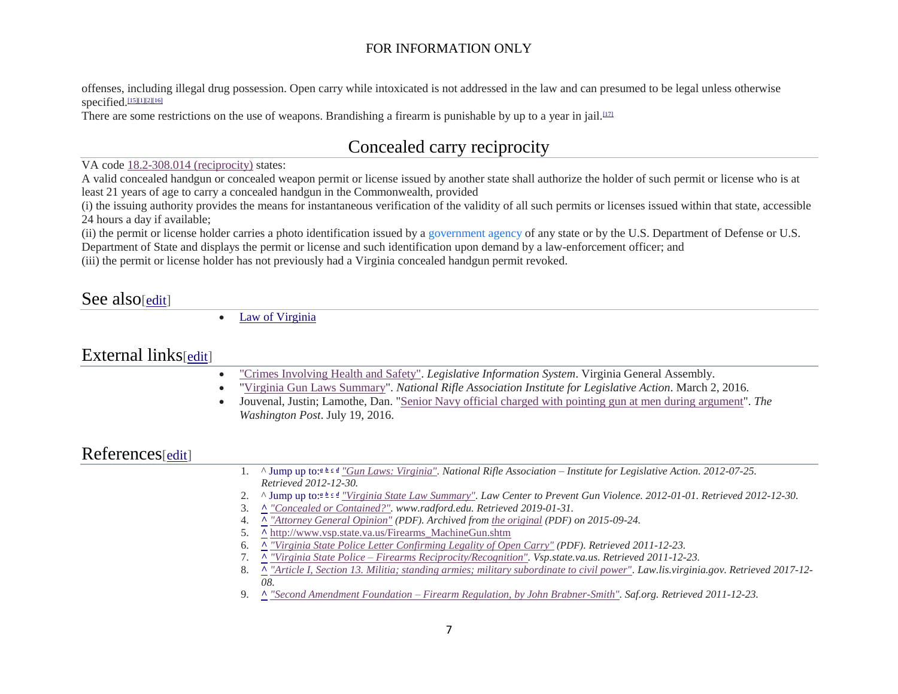offenses, including illegal drug possession. Open carry while intoxicated is not addressed in the law and can presumed to be legal unless otherwise specified.[15][1][2][16]

There are some restrictions on the use of weapons. Brandishing a firearm is punishable by up to a year in jail.[17]

## Concealed carry reciprocity

VA code 18.2-308.014 (reciprocity) states:

A valid concealed handgun or concealed weapon permit or license issued by another state shall authorize the holder of such permit or license who is at least 21 years of age to carry a concealed handgun in the Commonwealth, provided

(i) the issuing authority provides the means for instantaneous verification of the validity of all such permits or licenses issued within that state, accessible 24 hours a day if available;

(ii) the permit or license holder carries a photo identification issued by a government agency of any state or by the U.S. Department of Defense or U.S. Department of State and displays the permit or license and such identification upon demand by a law-enforcement officer; and

(iii) the permit or license holder has not previously had a Virginia concealed handgun permit revoked.

## See also[edit]

- Law of Virginia

## External links[edit]

- "Crimes Involving Health and Safety". *Legislative Information System*. Virginia General Assembly.
- "Virginia Gun Laws Summary". *National Rifle Association Institute for Legislative Action*. March 2, 2016.
- Jouvenal, Justin; Lamothe, Dan. "Senior Navy official charged with pointing gun at men during argument". *The Washington Post*. July 19, 2016.

## References[edit]

1. ^ Jump up to:a b c d *"Gun Laws: Virginia". National Rifle Association – Institute for Legislative Action. 2012-07-25. Retrieved 2012-12-30.*
2. ^ Jump up to:a b c d *"Virginia State Law Summary". Law Center to Prevent Gun Violence. 2012-01-01. Retrieved 2012-12-30.*
3. ^ *"Concealed or Contained?". www.radford.edu. Retrieved 2019-01-31.*
4. ^ *"Attorney General Opinion" (PDF). Archived from the original (PDF) on 2015-09-24.*
5. ^ http://www.vsp.state.va.us/Firearms_MachineGun.shtm
6. ^ *"Virginia State Police Letter Confirming Legality of Open Carry" (PDF). Retrieved 2011-12-23.*
7. ^ *"Virginia State Police – Firearms Reciprocity/Recognition". Vsp.state.va.us. Retrieved 2011-12-23.*
8. ^ *"Article I, Section 13. Militia; standing armies; military subordinate to civil power". Law.lis.virginia.gov. Retrieved 2017-12-08.*
9. ^ *"Second Amendment Foundation – Firearm Regulation, by John Brabner-Smith". Saf.org. Retrieved 2011-12-23.*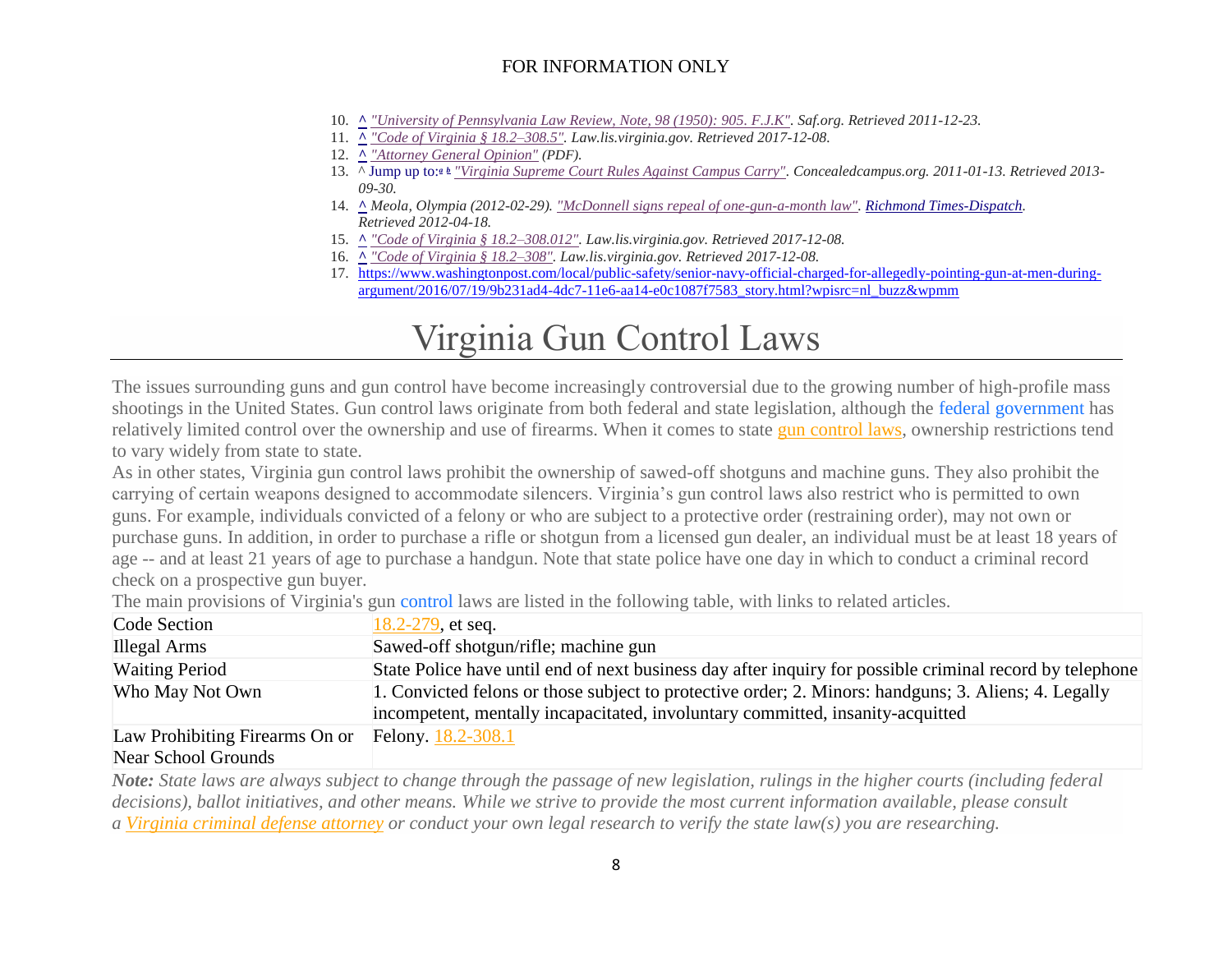10. ^ *"University of Pennsylvania Law Review, Note, 98 (1950): 905. F.J.K". Saf.org. Retrieved 2011-12-23.*
11. ^ *"Code of Virginia § 18.2–308.5". Law.lis.virginia.gov. Retrieved 2017-12-08.*
12. ^ *"Attorney General Opinion" (PDF).*
13. ^ Jump up to:a b *"Virginia Supreme Court Rules Against Campus Carry". Concealedcampus.org. 2011-01-13. Retrieved 2013-09-30.*
14. ^ *Meola, Olympia (2012-02-29). "McDonnell signs repeal of one-gun-a-month law". Richmond Times-Dispatch. Retrieved 2012-04-18.*
15. ^ *"Code of Virginia § 18.2–308.012". Law.lis.virginia.gov. Retrieved 2017-12-08.*
16. ^ *"Code of Virginia § 18.2–308". Law.lis.virginia.gov. Retrieved 2017-12-08.*
17. https://www.washingtonpost.com/local/public-safety/senior-navy-official-charged-for-allegedly-pointing-gun-at-men-during-argument/2016/07/19/9b231ad4-4dc7-11e6-aa14-e0c1087f7583_story.html?wpisrc=nl_buzz&wpmm

# Virginia Gun Control Laws

The issues surrounding guns and gun control have become increasingly controversial due to the growing number of high-profile mass shootings in the United States. Gun control laws originate from both federal and state legislation, although the federal government has relatively limited control over the ownership and use of firearms. When it comes to state gun control laws, ownership restrictions tend to vary widely from state to state.

As in other states, Virginia gun control laws prohibit the ownership of sawed-off shotguns and machine guns. They also prohibit the carrying of certain weapons designed to accommodate silencers. Virginia's gun control laws also restrict who is permitted to own guns. For example, individuals convicted of a felony or who are subject to a protective order (restraining order), may not own or purchase guns. In addition, in order to purchase a rifle or shotgun from a licensed gun dealer, an individual must be at least 18 years of age -- and at least 21 years of age to purchase a handgun. Note that state police have one day in which to conduct a criminal record check on a prospective gun buyer.

The main provisions of Virginia's gun control laws are listed in the following table, with links to related articles.

| Code Section | 18.2-279, et seq. |
|---|---|
| Illegal Arms | Sawed-off shotgun/rifle; machine gun |
| Waiting Period | State Police have until end of next business day after inquiry for possible criminal record by telephone |
| Who May Not Own | 1. Convicted felons or those subject to protective order; 2. Minors: handguns; 3. Aliens; 4. Legally incompetent, mentally incapacitated, involuntary committed, insanity-acquitted |
| Law Prohibiting Firearms On or Near School Grounds | Felony. 18.2-308.1 |

***Note:*** *State laws are always subject to change through the passage of new legislation, rulings in the higher courts (including federal decisions), ballot initiatives, and other means. While we strive to provide the most current information available, please consult a Virginia criminal defense attorney or conduct your own legal research to verify the state law(s) you are researching.*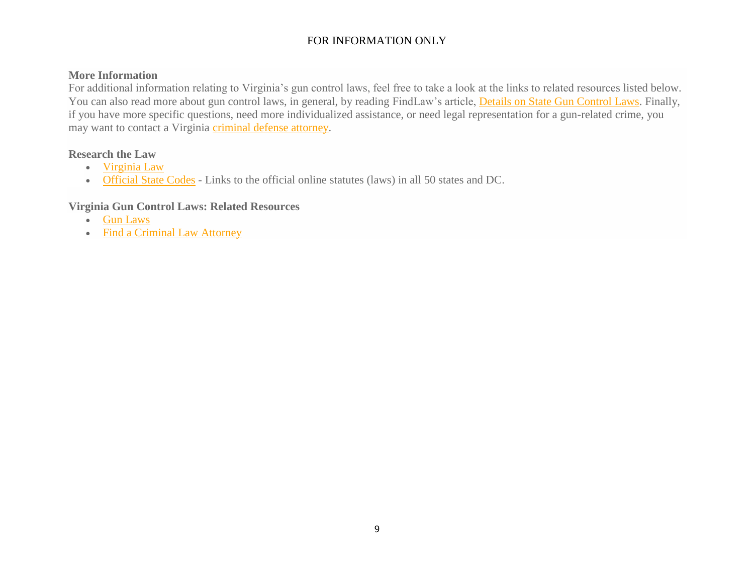FOR INFORMATION ONLY

**More Information**

For additional information relating to Virginia's gun control laws, feel free to take a look at the links to related resources listed below. You can also read more about gun control laws, in general, by reading FindLaw's article, Details on State Gun Control Laws. Finally, if you have more specific questions, need more individualized assistance, or need legal representation for a gun-related crime, you may want to contact a Virginia criminal defense attorney.

**Research the Law**

- Virginia Law
- Official State Codes - Links to the official online statutes (laws) in all 50 states and DC.

**Virginia Gun Control Laws: Related Resources**

- Gun Laws
- Find a Criminal Law Attorney